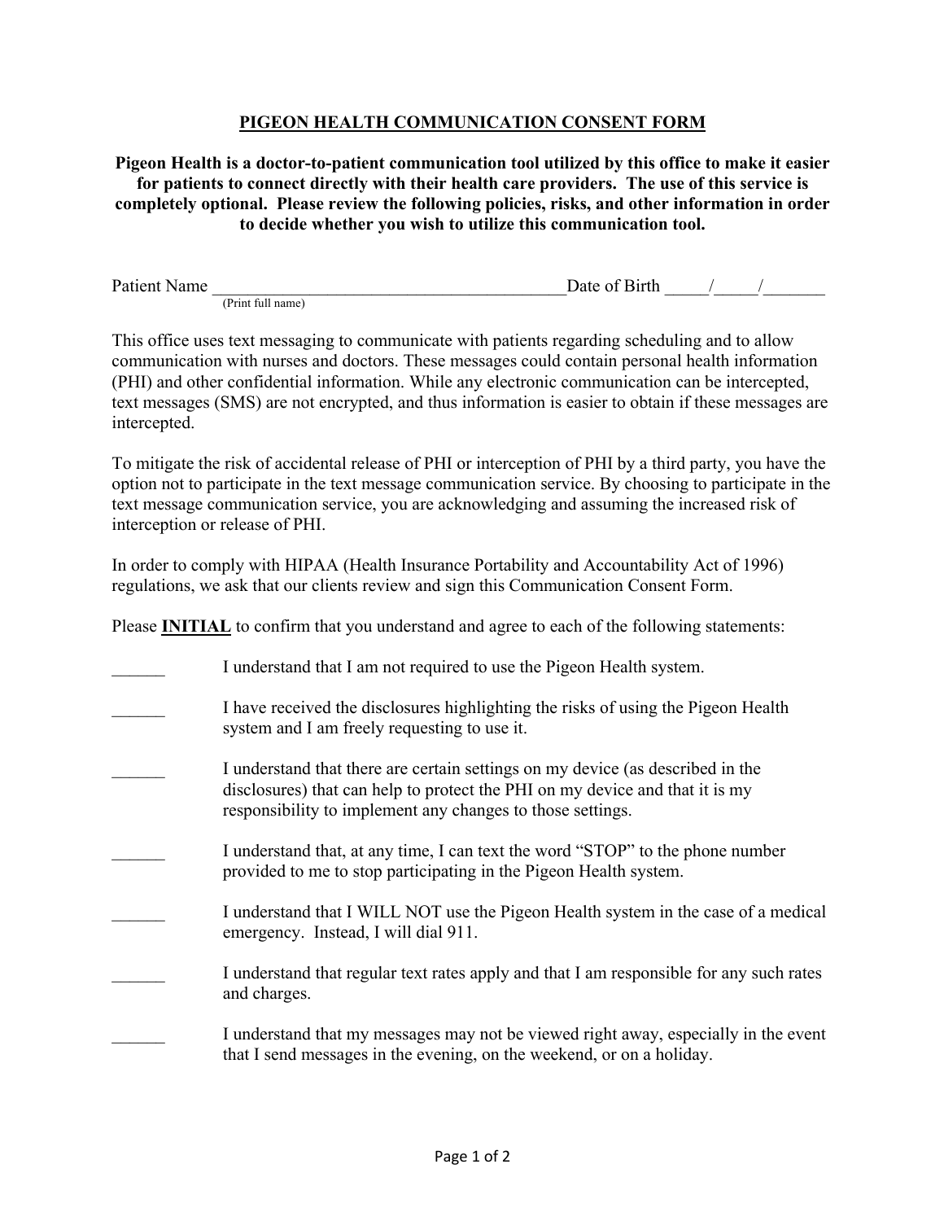## PIGEON HEALTH COMMUNICATION CONSENT FORM

**Pigeon Health is a doctor-to-patient communication tool utilized by this office to make it easier for patients to connect directly with their health care providers. The use of this service is completely optional. Please review the following policies, risks, and other information in order to decide whether you wish to utilize this communication tool.**

Patient Name ________________________________________ Date of Birth _____/_____/_______
(Print full name)

This office uses text messaging to communicate with patients regarding scheduling and to allow communication with nurses and doctors. These messages could contain personal health information (PHI) and other confidential information. While any electronic communication can be intercepted, text messages (SMS) are not encrypted, and thus information is easier to obtain if these messages are intercepted.

To mitigate the risk of accidental release of PHI or interception of PHI by a third party, you have the option not to participate in the text message communication service. By choosing to participate in the text message communication service, you are acknowledging and assuming the increased risk of interception or release of PHI.

In order to comply with HIPAA (Health Insurance Portability and Accountability Act of 1996) regulations, we ask that our clients review and sign this Communication Consent Form.

Please **INITIAL** to confirm that you understand and agree to each of the following statements:

______ I understand that I am not required to use the Pigeon Health system.

______ I have received the disclosures highlighting the risks of using the Pigeon Health system and I am freely requesting to use it.

______ I understand that there are certain settings on my device (as described in the disclosures) that can help to protect the PHI on my device and that it is my responsibility to implement any changes to those settings.

______ I understand that, at any time, I can text the word "STOP" to the phone number provided to me to stop participating in the Pigeon Health system.

______ I understand that I WILL NOT use the Pigeon Health system in the case of a medical emergency. Instead, I will dial 911.

______ I understand that regular text rates apply and that I am responsible for any such rates and charges.

______ I understand that my messages may not be viewed right away, especially in the event that I send messages in the evening, on the weekend, or on a holiday.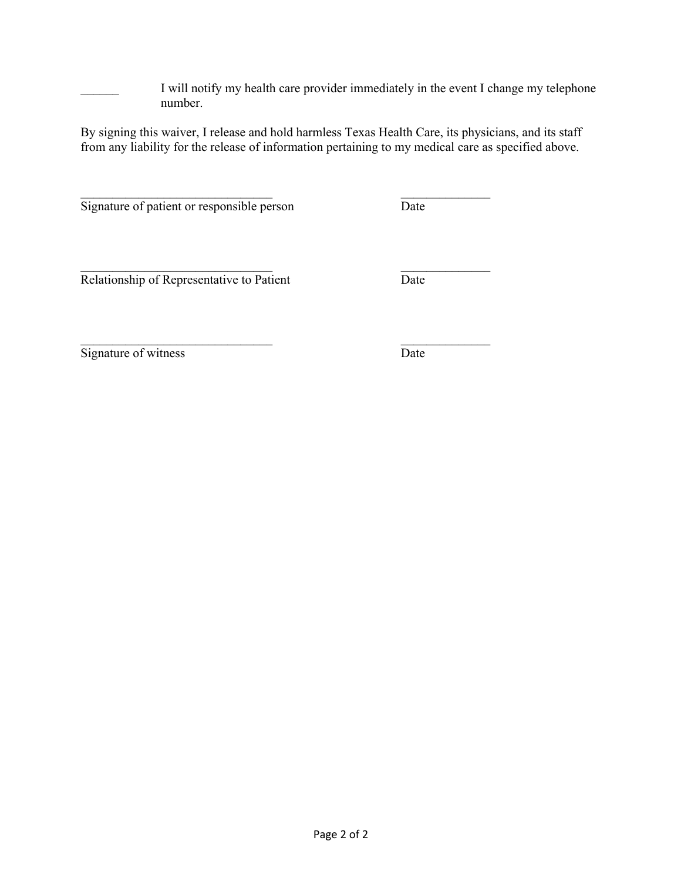______ I will notify my health care provider immediately in the event I change my telephone number.

By signing this waiver, I release and hold harmless Texas Health Care, its physicians, and its staff from any liability for the release of information pertaining to my medical care as specified above.

______________________________ ______________
Signature of patient or responsible person Date

______________________________ ______________
Relationship of Representative to Patient Date

______________________________ ______________
Signature of witness Date